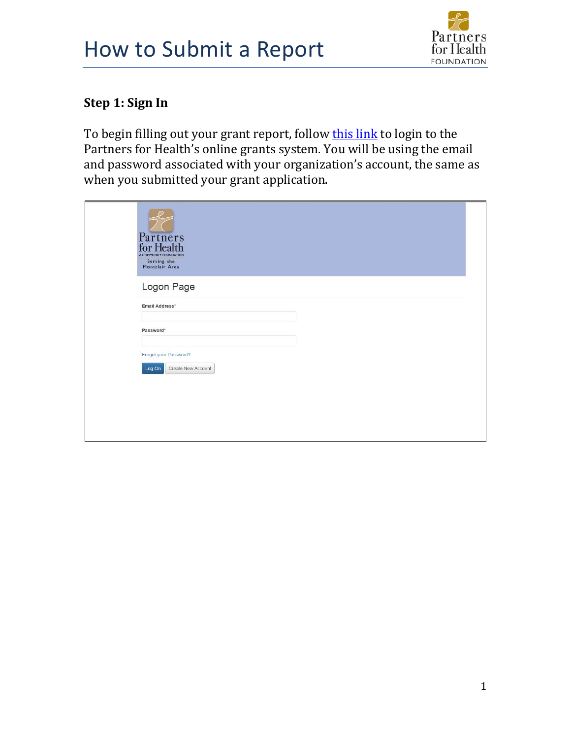# How to Submit a Report

### Step 1: Sign In

To begin filling out your grant report, follow this link to login to the Partners for Health's online grants system. You will be using the email and password associated with your organization's account, the same as when you submitted your grant application.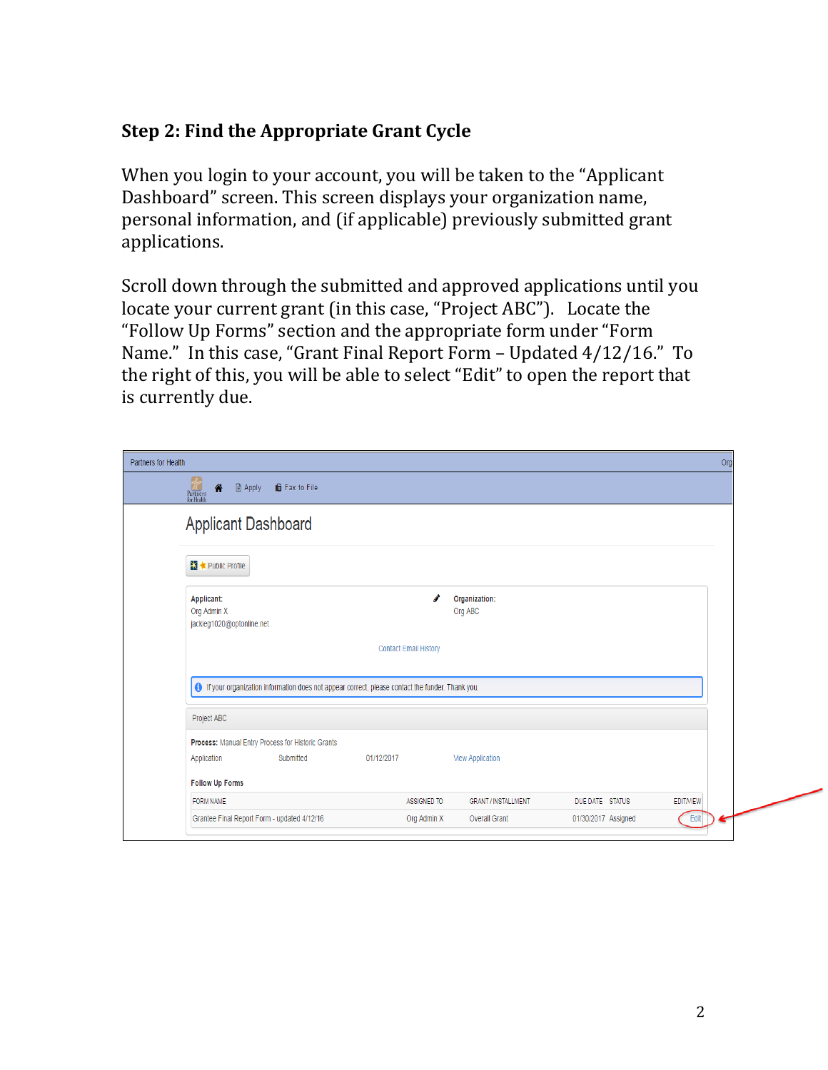### Step 2: Find the Appropriate Grant Cycle

When you login to your account, you will be taken to the "Applicant Dashboard" screen. This screen displays your organization name, personal information, and (if applicable) previously submitted grant applications.

Scroll down through the submitted and approved applications until you locate your current grant (in this case, "Project ABC"). Locate the "Follow Up Forms" section and the appropriate form under "Form Name." In this case, "Grant Final Report Form – Updated 4/12/16." To the right of this, you will be able to select "Edit" to open the report that is currently due.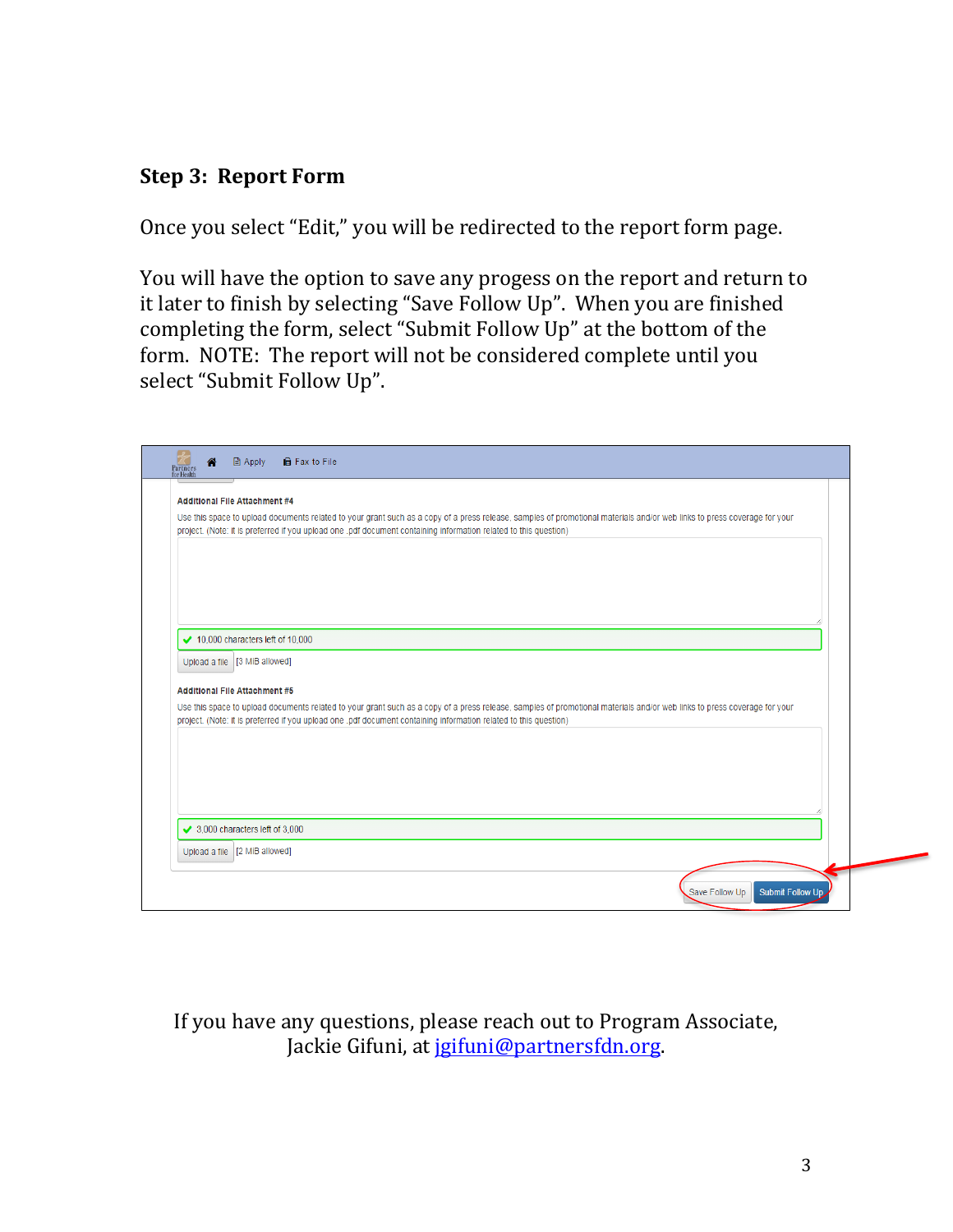**Step 3: Report Form**

Once you select "Edit," you will be redirected to the report form page.

You will have the option to save any progess on the report and return to it later to finish by selecting "Save Follow Up". When you are finished completing the form, select "Submit Follow Up" at the bottom of the form. NOTE: The report will not be considered complete until you select "Submit Follow Up".

Apply
Fax to File

Additional File Attachment #4

Use this space to upload documents related to your grant such as a copy of a press release, samples of promotional materials and/or web links to press coverage for your project. (Note: it is preferred if you upload one .pdf document containing information related to this question)

10,000 characters left of 10,000

Upload a file [3 MiB allowed]

Additional File Attachment #5

Use this space to upload documents related to your grant such as a copy of a press release, samples of promotional materials and/or web links to press coverage for your project. (Note: it is preferred if you upload one .pdf document containing information related to this question)

3,000 characters left of 3,000

Upload a file [2 MiB allowed]

Save Follow Up
Submit Follow Up

If you have any questions, please reach out to Program Associate, Jackie Gifuni, at jgifuni@partnersfdn.org.